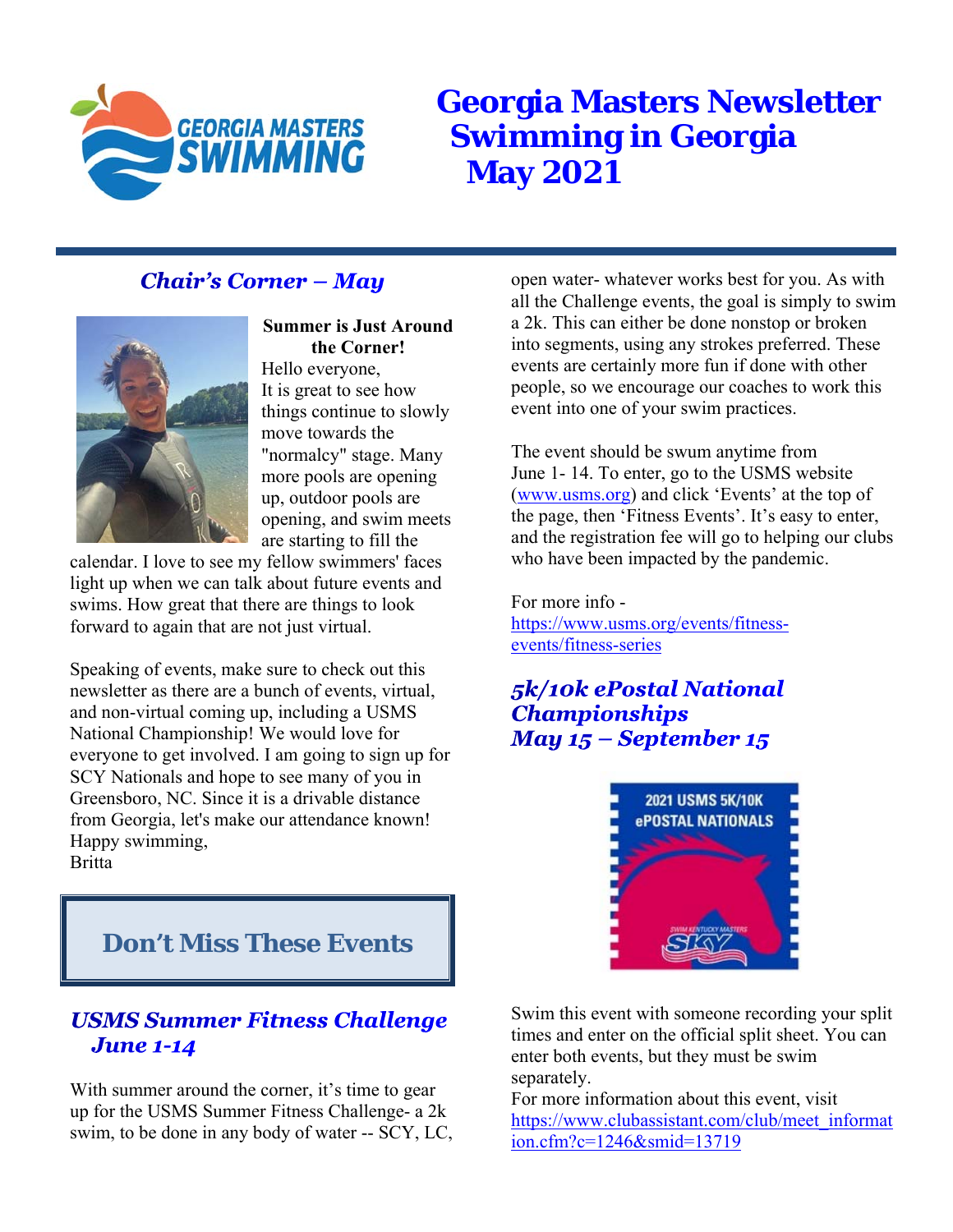# Georgia Masters Newsletter Swimming in Georgia May 2021

## *Chair's Corner – May*

**Summer is Just Around the Corner!**

Hello everyone,
It is great to see how things continue to slowly move towards the "normalcy" stage. Many more pools are opening up, outdoor pools are opening, and swim meets are starting to fill the calendar. I love to see my fellow swimmers' faces light up when we can talk about future events and swims. How great that there are things to look forward to again that are not just virtual.

Speaking of events, make sure to check out this newsletter as there are a bunch of events, virtual, and non-virtual coming up, including a USMS National Championship! We would love for everyone to get involved. I am going to sign up for SCY Nationals and hope to see many of you in Greensboro, NC. Since it is a drivable distance from Georgia, let's make our attendance known!
Happy swimming,
Britta

## Don't Miss These Events

### *USMS Summer Fitness Challenge June 1-14*

With summer around the corner, it's time to gear up for the USMS Summer Fitness Challenge- a 2k swim, to be done in any body of water -- SCY, LC, open water- whatever works best for you. As with all the Challenge events, the goal is simply to swim a 2k. This can either be done nonstop or broken into segments, using any strokes preferred. These events are certainly more fun if done with other people, so we encourage our coaches to work this event into one of your swim practices.

The event should be swum anytime from June 1- 14. To enter, go to the USMS website (www.usms.org) and click 'Events' at the top of the page, then 'Fitness Events'. It's easy to enter, and the registration fee will go to helping our clubs who have been impacted by the pandemic.

For more info - https://www.usms.org/events/fitness-events/fitness-series

### *5k/10k ePostal National Championships May 15 – September 15*

Swim this event with someone recording your split times and enter on the official split sheet. You can enter both events, but they must be swim separately.
For more information about this event, visit https://www.clubassistant.com/club/meet_information.cfm?c=1246&smid=13719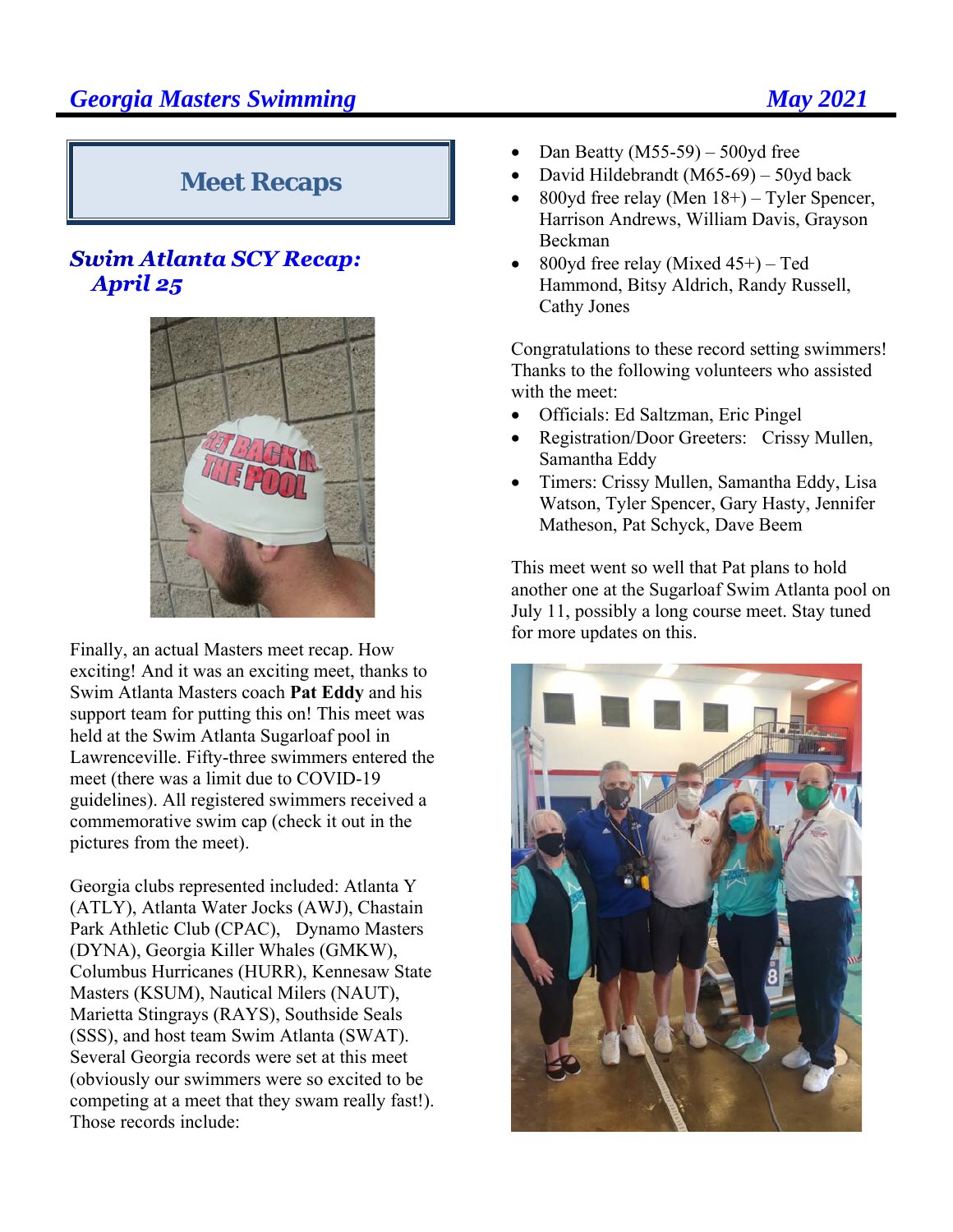## Meet Recaps

### *Swim Atlanta SCY Recap: April 25*

Finally, an actual Masters meet recap. How exciting! And it was an exciting meet, thanks to Swim Atlanta Masters coach **Pat Eddy** and his support team for putting this on! This meet was held at the Swim Atlanta Sugarloaf pool in Lawrenceville. Fifty-three swimmers entered the meet (there was a limit due to COVID-19 guidelines). All registered swimmers received a commemorative swim cap (check it out in the pictures from the meet).

Georgia clubs represented included: Atlanta Y (ATLY), Atlanta Water Jocks (AWJ), Chastain Park Athletic Club (CPAC), Dynamo Masters (DYNA), Georgia Killer Whales (GMKW), Columbus Hurricanes (HURR), Kennesaw State Masters (KSUM), Nautical Milers (NAUT), Marietta Stingrays (RAYS), Southside Seals (SSS), and host team Swim Atlanta (SWAT). Several Georgia records were set at this meet (obviously our swimmers were so excited to be competing at a meet that they swam really fast!). Those records include:

- Dan Beatty (M55-59) – 500yd free
- David Hildebrandt (M65-69) – 50yd back
- 800yd free relay (Men 18+) – Tyler Spencer, Harrison Andrews, William Davis, Grayson Beckman
- 800yd free relay (Mixed 45+) – Ted Hammond, Bitsy Aldrich, Randy Russell, Cathy Jones

Congratulations to these record setting swimmers! Thanks to the following volunteers who assisted with the meet:

- Officials: Ed Saltzman, Eric Pingel
- Registration/Door Greeters: Crissy Mullen, Samantha Eddy
- Timers: Crissy Mullen, Samantha Eddy, Lisa Watson, Tyler Spencer, Gary Hasty, Jennifer Matheson, Pat Schyck, Dave Beem

This meet went so well that Pat plans to hold another one at the Sugarloaf Swim Atlanta pool on July 11, possibly a long course meet. Stay tuned for more updates on this.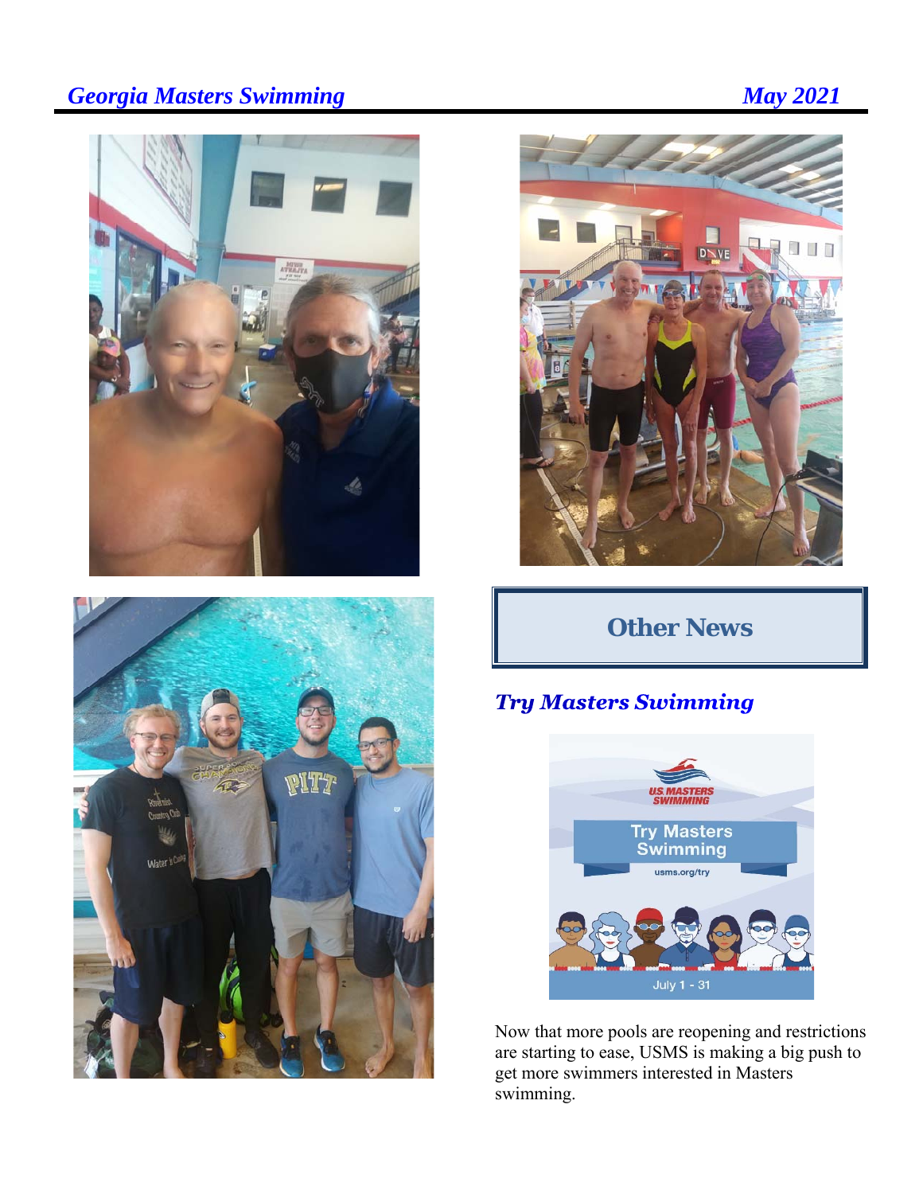## Other News

### *Try Masters Swimming*

Now that more pools are reopening and restrictions are starting to ease, USMS is making a big push to get more swimmers interested in Masters swimming.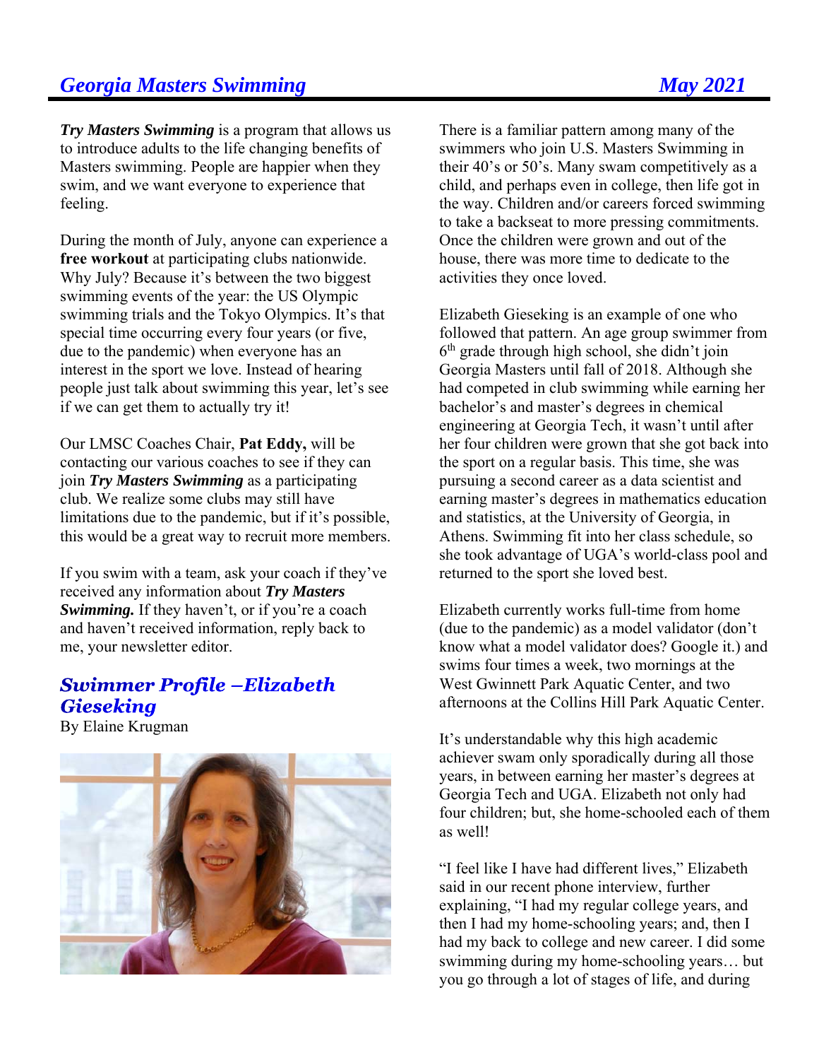***Try Masters Swimming*** is a program that allows us to introduce adults to the life changing benefits of Masters swimming. People are happier when they swim, and we want everyone to experience that feeling.

During the month of July, anyone can experience a **free workout** at participating clubs nationwide. Why July? Because it's between the two biggest swimming events of the year: the US Olympic swimming trials and the Tokyo Olympics. It's that special time occurring every four years (or five, due to the pandemic) when everyone has an interest in the sport we love. Instead of hearing people just talk about swimming this year, let's see if we can get them to actually try it!

Our LMSC Coaches Chair, **Pat Eddy,** will be contacting our various coaches to see if they can join ***Try Masters Swimming*** as a participating club. We realize some clubs may still have limitations due to the pandemic, but if it's possible, this would be a great way to recruit more members.

If you swim with a team, ask your coach if they've received any information about ***Try Masters Swimming.*** If they haven't, or if you're a coach and haven't received information, reply back to me, your newsletter editor.

## *Swimmer Profile –Elizabeth Gieseking*

By Elaine Krugman

There is a familiar pattern among many of the swimmers who join U.S. Masters Swimming in their 40's or 50's. Many swam competitively as a child, and perhaps even in college, then life got in the way. Children and/or careers forced swimming to take a backseat to more pressing commitments. Once the children were grown and out of the house, there was more time to dedicate to the activities they once loved.

Elizabeth Gieseking is an example of one who followed that pattern. An age group swimmer from 6th grade through high school, she didn't join Georgia Masters until fall of 2018. Although she had competed in club swimming while earning her bachelor's and master's degrees in chemical engineering at Georgia Tech, it wasn't until after her four children were grown that she got back into the sport on a regular basis. This time, she was pursuing a second career as a data scientist and earning master's degrees in mathematics education and statistics, at the University of Georgia, in Athens. Swimming fit into her class schedule, so she took advantage of UGA's world-class pool and returned to the sport she loved best.

Elizabeth currently works full-time from home (due to the pandemic) as a model validator (don't know what a model validator does? Google it.) and swims four times a week, two mornings at the West Gwinnett Park Aquatic Center, and two afternoons at the Collins Hill Park Aquatic Center.

It's understandable why this high academic achiever swam only sporadically during all those years, in between earning her master's degrees at Georgia Tech and UGA. Elizabeth not only had four children; but, she home-schooled each of them as well!

"I feel like I have had different lives," Elizabeth said in our recent phone interview, further explaining, "I had my regular college years, and then I had my home-schooling years; and, then I had my back to college and new career. I did some swimming during my home-schooling years… but you go through a lot of stages of life, and during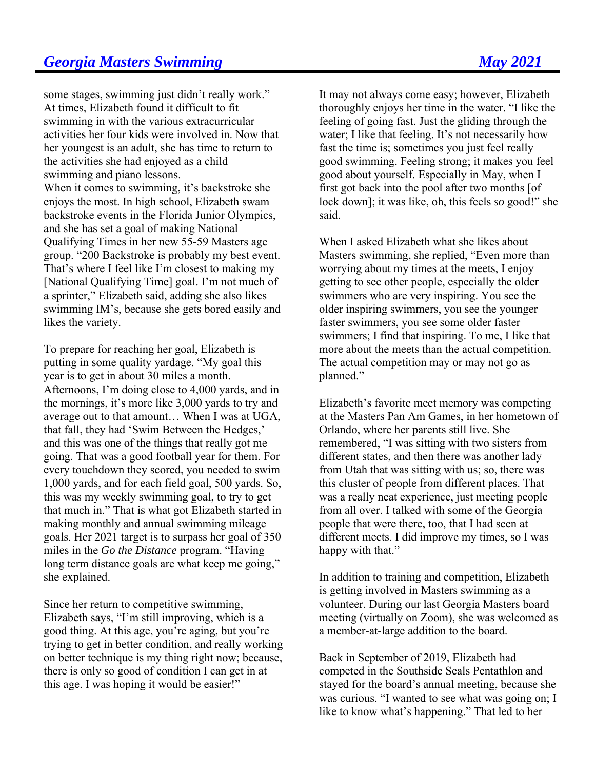some stages, swimming just didn't really work." At times, Elizabeth found it difficult to fit swimming in with the various extracurricular activities her four kids were involved in. Now that her youngest is an adult, she has time to return to the activities she had enjoyed as a child—swimming and piano lessons.

When it comes to swimming, it's backstroke she enjoys the most. In high school, Elizabeth swam backstroke events in the Florida Junior Olympics, and she has set a goal of making National Qualifying Times in her new 55-59 Masters age group. "200 Backstroke is probably my best event. That's where I feel like I'm closest to making my [National Qualifying Time] goal. I'm not much of a sprinter," Elizabeth said, adding she also likes swimming IM's, because she gets bored easily and likes the variety.

To prepare for reaching her goal, Elizabeth is putting in some quality yardage. "My goal this year is to get in about 30 miles a month. Afternoons, I'm doing close to 4,000 yards, and in the mornings, it's more like 3,000 yards to try and average out to that amount… When I was at UGA, that fall, they had 'Swim Between the Hedges,' and this was one of the things that really got me going. That was a good football year for them. For every touchdown they scored, you needed to swim 1,000 yards, and for each field goal, 500 yards. So, this was my weekly swimming goal, to try to get that much in." That is what got Elizabeth started in making monthly and annual swimming mileage goals. Her 2021 target is to surpass her goal of 350 miles in the *Go the Distance* program. "Having long term distance goals are what keep me going," she explained.

Since her return to competitive swimming, Elizabeth says, "I'm still improving, which is a good thing. At this age, you're aging, but you're trying to get in better condition, and really working on better technique is my thing right now; because, there is only so good of condition I can get in at this age. I was hoping it would be easier!"

It may not always come easy; however, Elizabeth thoroughly enjoys her time in the water. "I like the feeling of going fast. Just the gliding through the water; I like that feeling. It's not necessarily how fast the time is; sometimes you just feel really good swimming. Feeling strong; it makes you feel good about yourself. Especially in May, when I first got back into the pool after two months [of lock down]; it was like, oh, this feels *so* good!" she said.

When I asked Elizabeth what she likes about Masters swimming, she replied, "Even more than worrying about my times at the meets, I enjoy getting to see other people, especially the older swimmers who are very inspiring. You see the older inspiring swimmers, you see the younger faster swimmers, you see some older faster swimmers; I find that inspiring. To me, I like that more about the meets than the actual competition. The actual competition may or may not go as planned."

Elizabeth's favorite meet memory was competing at the Masters Pan Am Games, in her hometown of Orlando, where her parents still live. She remembered, "I was sitting with two sisters from different states, and then there was another lady from Utah that was sitting with us; so, there was this cluster of people from different places. That was a really neat experience, just meeting people from all over. I talked with some of the Georgia people that were there, too, that I had seen at different meets. I did improve my times, so I was happy with that."

In addition to training and competition, Elizabeth is getting involved in Masters swimming as a volunteer. During our last Georgia Masters board meeting (virtually on Zoom), she was welcomed as a member-at-large addition to the board.

Back in September of 2019, Elizabeth had competed in the Southside Seals Pentathlon and stayed for the board's annual meeting, because she was curious. "I wanted to see what was going on; I like to know what's happening." That led to her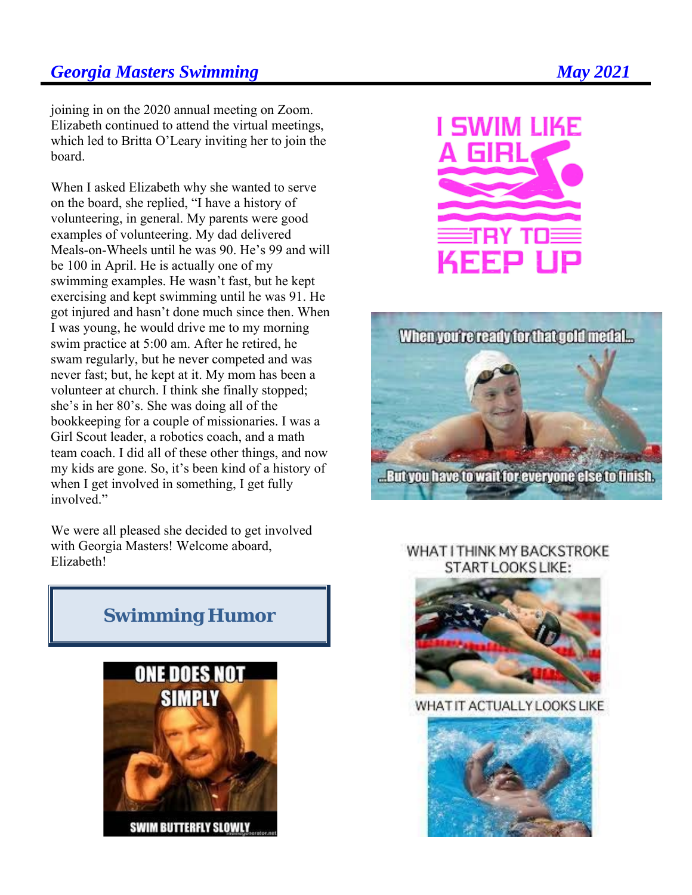joining in on the 2020 annual meeting on Zoom. Elizabeth continued to attend the virtual meetings, which led to Britta O'Leary inviting her to join the board.

When I asked Elizabeth why she wanted to serve on the board, she replied, "I have a history of volunteering, in general. My parents were good examples of volunteering. My dad delivered Meals-on-Wheels until he was 90. He's 99 and will be 100 in April. He is actually one of my swimming examples. He wasn't fast, but he kept exercising and kept swimming until he was 91. He got injured and hasn't done much since then. When I was young, he would drive me to my morning swim practice at 5:00 am. After he retired, he swam regularly, but he never competed and was never fast; but, he kept at it. My mom has been a volunteer at church. I think she finally stopped; she's in her 80's. She was doing all of the bookkeeping for a couple of missionaries. I was a Girl Scout leader, a robotics coach, and a math team coach. I did all of these other things, and now my kids are gone. So, it's been kind of a history of when I get involved in something, I get fully involved."

We were all pleased she decided to get involved with Georgia Masters! Welcome aboard, Elizabeth!

## Swimming Humor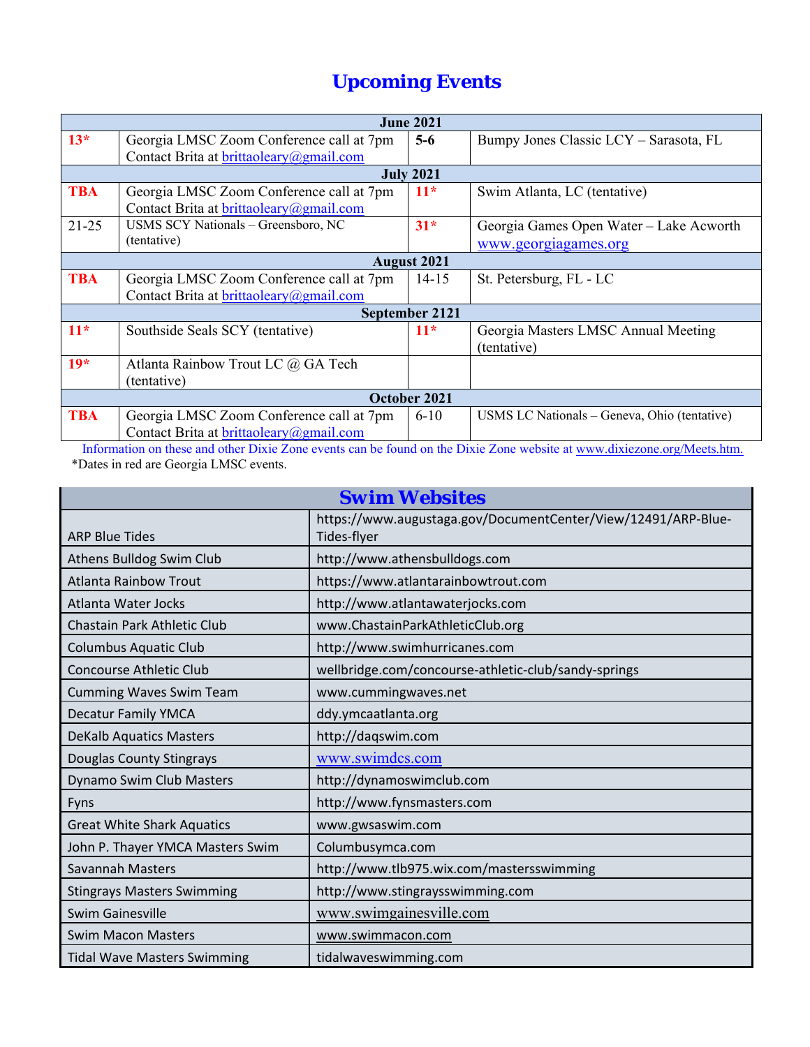# Upcoming Events

| June 2021 | | | |
|---|---|---|---|
| **13*** | Georgia LMSC Zoom Conference call at 7pm Contact Brita at brittaoleary@gmail.com | **5-6** | Bumpy Jones Classic LCY – Sarasota, FL |
| **July 2021** | | | |
| **TBA** | Georgia LMSC Zoom Conference call at 7pm Contact Brita at brittaoleary@gmail.com | **11*** | Swim Atlanta, LC (tentative) |
| 21-25 | USMS SCY Nationals – Greensboro, NC (tentative) | **31*** | Georgia Games Open Water – Lake Acworth www.georgiagames.org |
| **August 2021** | | | |
| **TBA** | Georgia LMSC Zoom Conference call at 7pm Contact Brita at brittaoleary@gmail.com | 14-15 | St. Petersburg, FL - LC |
| **September 2121** | | | |
| **11*** | Southside Seals SCY (tentative) | **11*** | Georgia Masters LMSC Annual Meeting (tentative) |
| **19*** | Atlanta Rainbow Trout LC @ GA Tech (tentative) | | |
| **October 2021** | | | |
| **TBA** | Georgia LMSC Zoom Conference call at 7pm Contact Brita at brittaoleary@gmail.com | 6-10 | USMS LC Nationals – Geneva, Ohio (tentative) |

Information on these and other Dixie Zone events can be found on the Dixie Zone website at www.dixiezone.org/Meets.htm.

*Dates in red are Georgia LMSC events.

# Swim Websites

| Club | Website |
|---|---|
| ARP Blue Tides | https://www.augustaga.gov/DocumentCenter/View/12491/ARP-Blue-Tides-flyer |
| Athens Bulldog Swim Club | http://www.athensbulldogs.com |
| Atlanta Rainbow Trout | https://www.atlantarainbowtrout.com |
| Atlanta Water Jocks | http://www.atlantawaterjocks.com |
| Chastain Park Athletic Club | www.ChastainParkAthleticClub.org |
| Columbus Aquatic Club | http://www.swimhurricanes.com |
| Concourse Athletic Club | wellbridge.com/concourse-athletic-club/sandy-springs |
| Cumming Waves Swim Team | www.cummingwaves.net |
| Decatur Family YMCA | ddy.ymcaatlanta.org |
| DeKalb Aquatics Masters | http://daqswim.com |
| Douglas County Stingrays | www.swimdcs.com |
| Dynamo Swim Club Masters | http://dynamoswimclub.com |
| Fyns | http://www.fynsmasters.com |
| Great White Shark Aquatics | www.gwsaswim.com |
| John P. Thayer YMCA Masters Swim | Columbusymca.com |
| Savannah Masters | http://www.tlb975.wix.com/mastersswimming |
| Stingrays Masters Swimming | http://www.stingraysswimming.com |
| Swim Gainesville | www.swimgainesville.com |
| Swim Macon Masters | www.swimmacon.com |
| Tidal Wave Masters Swimming | tidalwaveswimming.com |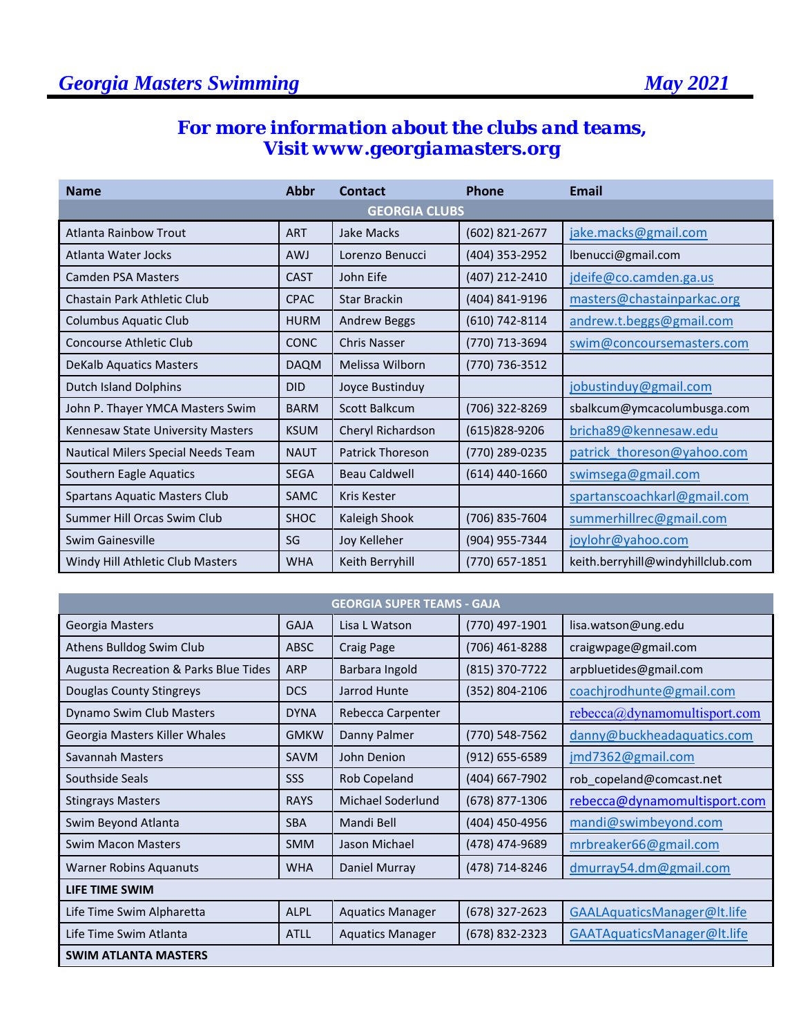## For more information about the clubs and teams, Visit www.georgiamasters.org

| Name | Abbr | Contact | Phone | Email |
|---|---|---|---|---|
| **GEORGIA CLUBS** | | | | |
| Atlanta Rainbow Trout | ART | Jake Macks | (602) 821-2677 | jake.macks@gmail.com |
| Atlanta Water Jocks | AWJ | Lorenzo Benucci | (404) 353-2952 | lbenucci@gmail.com |
| Camden PSA Masters | CAST | John Eife | (407) 212-2410 | jdeife@co.camden.ga.us |
| Chastain Park Athletic Club | CPAC | Star Brackin | (404) 841-9196 | masters@chastainparkac.org |
| Columbus Aquatic Club | HURM | Andrew Beggs | (610) 742-8114 | andrew.t.beggs@gmail.com |
| Concourse Athletic Club | CONC | Chris Nasser | (770) 713-3694 | swim@concoursemasters.com |
| DeKalb Aquatics Masters | DAQM | Melissa Wilborn | (770) 736-3512 | |
| Dutch Island Dolphins | DID | Joyce Bustinduy | | jobustinduy@gmail.com |
| John P. Thayer YMCA Masters Swim | BARM | Scott Balkcum | (706) 322-8269 | sbalkcum@ymcacolumbusga.com |
| Kennesaw State University Masters | KSUM | Cheryl Richardson | (615)828-9206 | bricha89@kennesaw.edu |
| Nautical Milers Special Needs Team | NAUT | Patrick Thoreson | (770) 289-0235 | patrick_thoreson@yahoo.com |
| Southern Eagle Aquatics | SEGA | Beau Caldwell | (614) 440-1660 | swimsega@gmail.com |
| Spartans Aquatic Masters Club | SAMC | Kris Kester | | spartanscoachkarl@gmail.com |
| Summer Hill Orcas Swim Club | SHOC | Kaleigh Shook | (706) 835-7604 | summerhillrec@gmail.com |
| Swim Gainesville | SG | Joy Kelleher | (904) 955-7344 | joylohr@yahoo.com |
| Windy Hill Athletic Club Masters | WHA | Keith Berryhill | (770) 657-1851 | keith.berryhill@windyhillclub.com |

| Name | Abbr | Contact | Phone | Email |
|---|---|---|---|---|
| **GEORGIA SUPER TEAMS - GAJA** | | | | |
| Georgia Masters | GAJA | Lisa L Watson | (770) 497-1901 | lisa.watson@ung.edu |
| Athens Bulldog Swim Club | ABSC | Craig Page | (706) 461-8288 | craigwpage@gmail.com |
| Augusta Recreation & Parks Blue Tides | ARP | Barbara Ingold | (815) 370-7722 | arpbluetides@gmail.com |
| Douglas County Stingreys | DCS | Jarrod Hunte | (352) 804-2106 | coachjrodhunte@gmail.com |
| Dynamo Swim Club Masters | DYNA | Rebecca Carpenter | | rebecca@dynamomultisport.com |
| Georgia Masters Killer Whales | GMKW | Danny Palmer | (770) 548-7562 | danny@buckheadaquatics.com |
| Savannah Masters | SAVM | John Denion | (912) 655-6589 | jmd7362@gmail.com |
| Southside Seals | SSS | Rob Copeland | (404) 667-7902 | rob_copeland@comcast.net |
| Stingrays Masters | RAYS | Michael Soderlund | (678) 877-1306 | rebecca@dynamomultisport.com |
| Swim Beyond Atlanta | SBA | Mandi Bell | (404) 450-4956 | mandi@swimbeyond.com |
| Swim Macon Masters | SMM | Jason Michael | (478) 474-9689 | mrbreaker66@gmail.com |
| Warner Robins Aquanuts | WHA | Daniel Murray | (478) 714-8246 | dmurray54.dm@gmail.com |
| **LIFE TIME SWIM** | | | | |
| Life Time Swim Alpharetta | ALPL | Aquatics Manager | (678) 327-2623 | GAALAquaticsManager@lt.life |
| Life Time Swim Atlanta | ATLL | Aquatics Manager | (678) 832-2323 | GAATAquaticsManager@lt.life |
| **SWIM ATLANTA MASTERS** | | | | |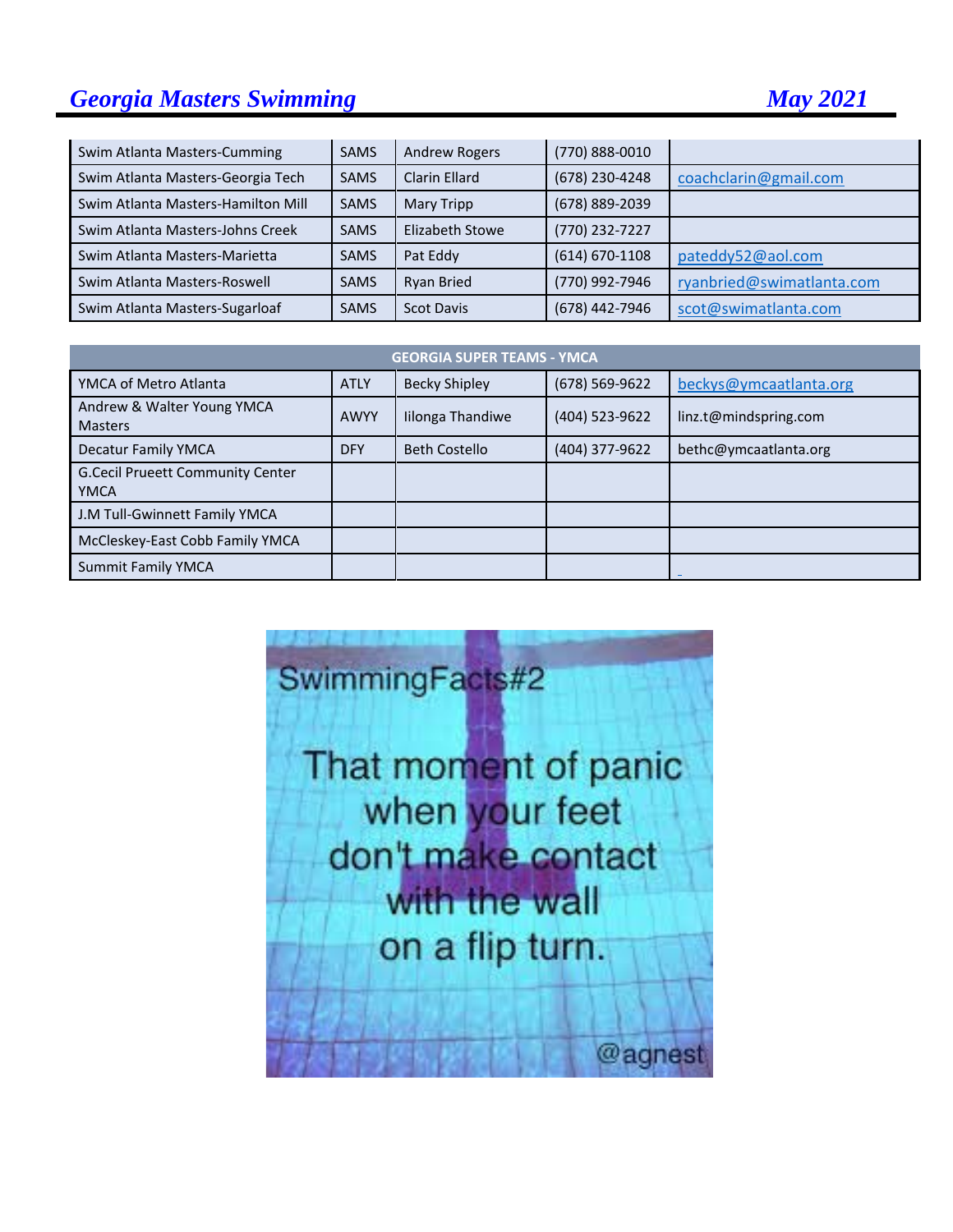| | | | | |
|---|---|---|---|---|
| Swim Atlanta Masters-Cumming | SAMS | Andrew Rogers | (770) 888-0010 | |
| Swim Atlanta Masters-Georgia Tech | SAMS | Clarin Ellard | (678) 230-4248 | coachclarin@gmail.com |
| Swim Atlanta Masters-Hamilton Mill | SAMS | Mary Tripp | (678) 889-2039 | |
| Swim Atlanta Masters-Johns Creek | SAMS | Elizabeth Stowe | (770) 232-7227 | |
| Swim Atlanta Masters-Marietta | SAMS | Pat Eddy | (614) 670-1108 | pateddy52@aol.com |
| Swim Atlanta Masters-Roswell | SAMS | Ryan Bried | (770) 992-7946 | ryanbried@swimatlanta.com |
| Swim Atlanta Masters-Sugarloaf | SAMS | Scot Davis | (678) 442-7946 | scot@swimatlanta.com |

| GEORGIA SUPER TEAMS - YMCA | | | | |
|---|---|---|---|---|
| YMCA of Metro Atlanta | ATLY | Becky Shipley | (678) 569-9622 | beckys@ymcaatlanta.org |
| Andrew & Walter Young YMCA Masters | AWYY | Iilonga Thandiwe | (404) 523-9622 | linz.t@mindspring.com |
| Decatur Family YMCA | DFY | Beth Costello | (404) 377-9622 | bethc@ymcaatlanta.org |
| G.Cecil Prueett Community Center YMCA | | | | |
| J.M Tull-Gwinnett Family YMCA | | | | |
| McCleskey-East Cobb Family YMCA | | | | |
| Summit Family YMCA | | | | |

SwimmingFacts#2

That moment of panic when your feet don't make contact with the wall on a flip turn.

@agnest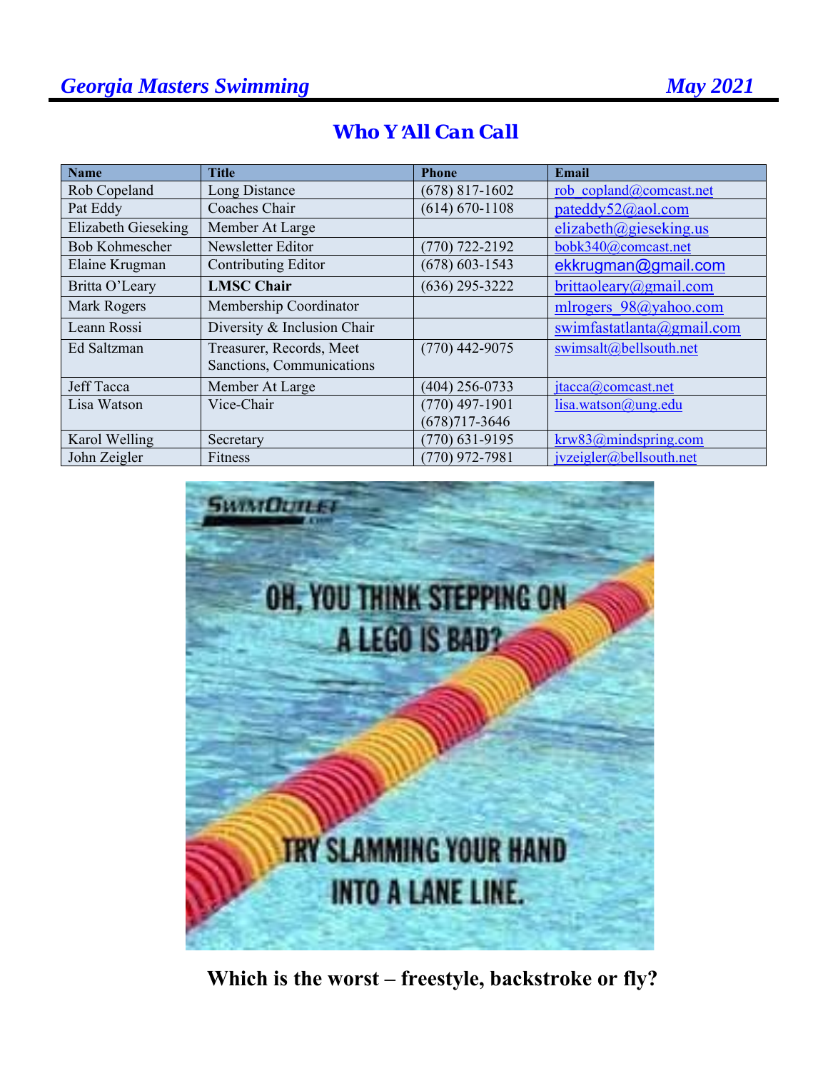## Who Y'All Can Call

| Name | Title | Phone | Email |
|---|---|---|---|
| Rob Copeland | Long Distance | (678) 817-1602 | rob_copland@comcast.net |
| Pat Eddy | Coaches Chair | (614) 670-1108 | pateddy52@aol.com |
| Elizabeth Gieseking | Member At Large | | elizabeth@gieseking.us |
| Bob Kohmescher | Newsletter Editor | (770) 722-2192 | bobk340@comcast.net |
| Elaine Krugman | Contributing Editor | (678) 603-1543 | ekkrugman@gmail.com |
| Britta O'Leary | **LMSC Chair** | (636) 295-3222 | brittaoleary@gmail.com |
| Mark Rogers | Membership Coordinator | | mlrogers_98@yahoo.com |
| Leann Rossi | Diversity & Inclusion Chair | | swimfastatlanta@gmail.com |
| Ed Saltzman | Treasurer, Records, Meet Sanctions, Communications | (770) 442-9075 | swimsalt@bellsouth.net |
| Jeff Tacca | Member At Large | (404) 256-0733 | jtacca@comcast.net |
| Lisa Watson | Vice-Chair | (770) 497-1901 (678)717-3646 | lisa.watson@ung.edu |
| Karol Welling | Secretary | (770) 631-9195 | krw83@mindspring.com |
| John Zeigler | Fitness | (770) 972-7981 | jvzeigler@bellsouth.net |

SWIMOUTLET

OH, YOU THINK STEPPING ON A LEGO IS BAD?

TRY SLAMMING YOUR HAND INTO A LANE LINE.

**Which is the worst – freestyle, backstroke or fly?**